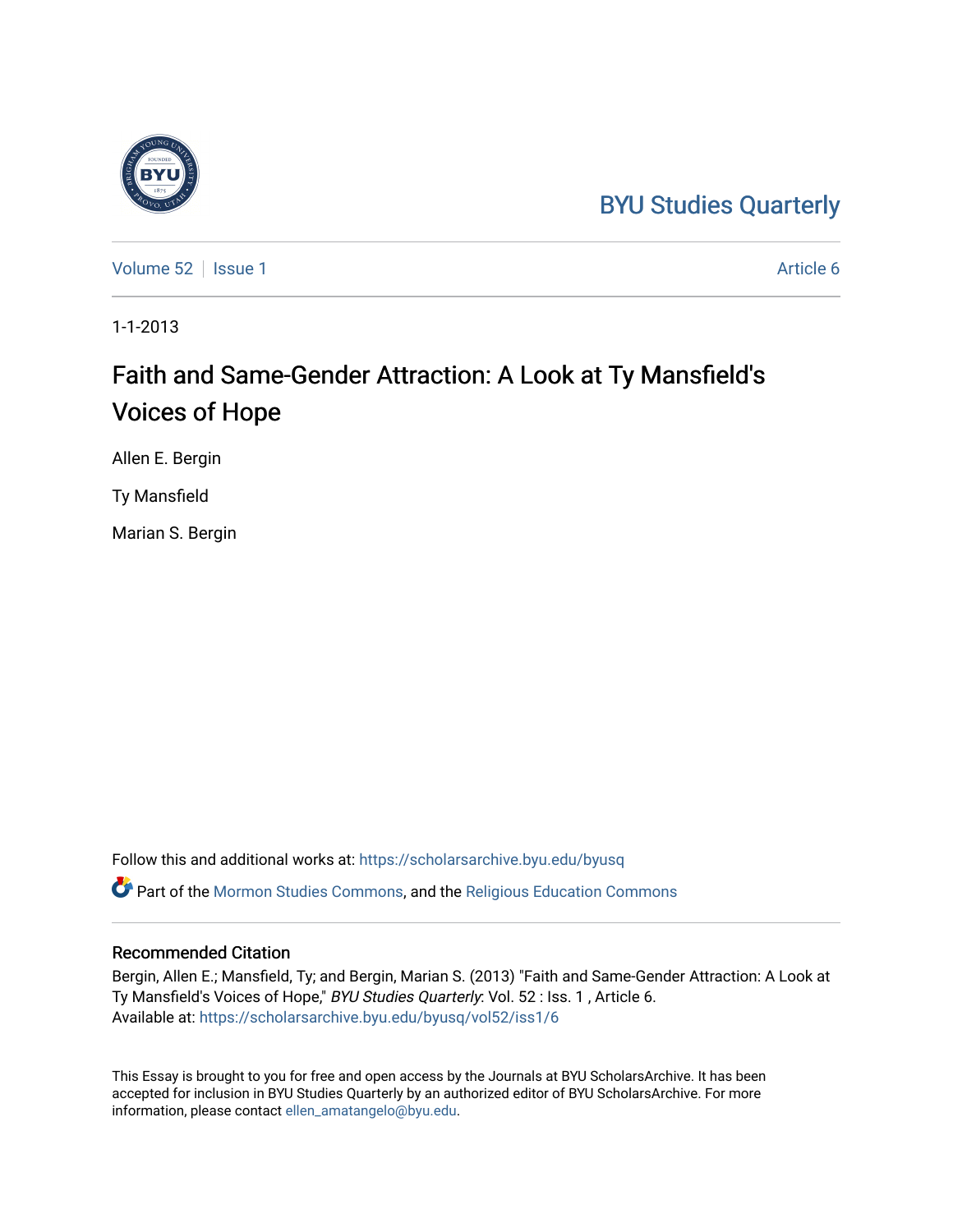BYU Studies Quarterly

Volume 52 | Issue 1 | Article 6

1-1-2013

# Faith and Same-Gender Attraction: A Look at Ty Mansfield's Voices of Hope

Allen E. Bergin

Ty Mansfield

Marian S. Bergin

Follow this and additional works at: https://scholarsarchive.byu.edu/byusq

Part of the Mormon Studies Commons, and the Religious Education Commons

## Recommended Citation

Bergin, Allen E.; Mansfield, Ty; and Bergin, Marian S. (2013) "Faith and Same-Gender Attraction: A Look at Ty Mansfield's Voices of Hope," *BYU Studies Quarterly*: Vol. 52 : Iss. 1 , Article 6.
Available at: https://scholarsarchive.byu.edu/byusq/vol52/iss1/6

This Essay is brought to you for free and open access by the Journals at BYU ScholarsArchive. It has been accepted for inclusion in BYU Studies Quarterly by an authorized editor of BYU ScholarsArchive. For more information, please contact ellen_amatangelo@byu.edu.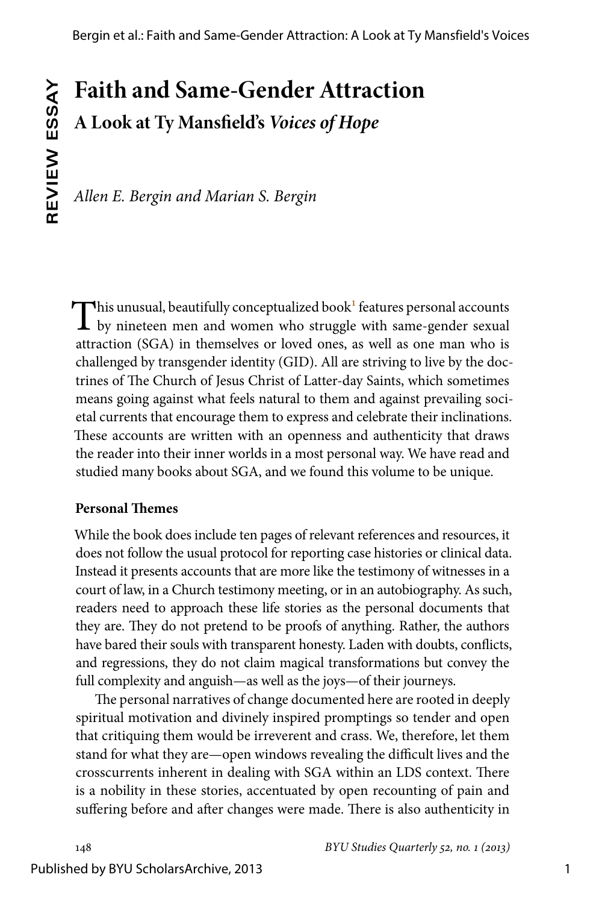# Faith and Same-Gender Attraction

## A Look at Ty Mansfield's *Voices of Hope*

*Allen E. Bergin and Marian S. Bergin*

This unusual, beautifully conceptualized book[1] features personal accounts by nineteen men and women who struggle with same-gender sexual attraction (SGA) in themselves or loved ones, as well as one man who is challenged by transgender identity (GID). All are striving to live by the doctrines of The Church of Jesus Christ of Latter-day Saints, which sometimes means going against what feels natural to them and against prevailing societal currents that encourage them to express and celebrate their inclinations. These accounts are written with an openness and authenticity that draws the reader into their inner worlds in a most personal way. We have read and studied many books about SGA, and we found this volume to be unique.

### Personal Themes

While the book does include ten pages of relevant references and resources, it does not follow the usual protocol for reporting case histories or clinical data. Instead it presents accounts that are more like the testimony of witnesses in a court of law, in a Church testimony meeting, or in an autobiography. As such, readers need to approach these life stories as the personal documents that they are. They do not pretend to be proofs of anything. Rather, the authors have bared their souls with transparent honesty. Laden with doubts, conflicts, and regressions, they do not claim magical transformations but convey the full complexity and anguish—as well as the joys—of their journeys.

The personal narratives of change documented here are rooted in deeply spiritual motivation and divinely inspired promptings so tender and open that critiquing them would be irreverent and crass. We, therefore, let them stand for what they are—open windows revealing the difficult lives and the crosscurrents inherent in dealing with SGA within an LDS context. There is a nobility in these stories, accentuated by open recounting of pain and suffering before and after changes were made. There is also authenticity in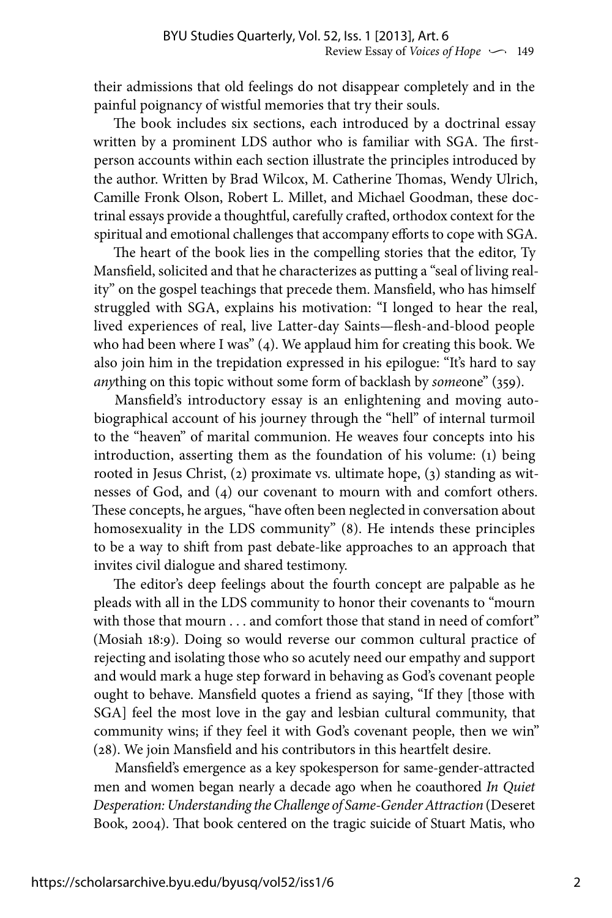their admissions that old feelings do not disappear completely and in the painful poignancy of wistful memories that try their souls.

The book includes six sections, each introduced by a doctrinal essay written by a prominent LDS author who is familiar with SGA. The first-person accounts within each section illustrate the principles introduced by the author. Written by Brad Wilcox, M. Catherine Thomas, Wendy Ulrich, Camille Fronk Olson, Robert L. Millet, and Michael Goodman, these doctrinal essays provide a thoughtful, carefully crafted, orthodox context for the spiritual and emotional challenges that accompany efforts to cope with SGA.

The heart of the book lies in the compelling stories that the editor, Ty Mansfield, solicited and that he characterizes as putting a "seal of living reality" on the gospel teachings that precede them. Mansfield, who has himself struggled with SGA, explains his motivation: "I longed to hear the real, lived experiences of real, live Latter-day Saints—flesh-and-blood people who had been where I was" (4). We applaud him for creating this book. We also join him in the trepidation expressed in his epilogue: "It's hard to say *any*thing on this topic without some form of backlash by *some*one" (359).

Mansfield's introductory essay is an enlightening and moving autobiographical account of his journey through the "hell" of internal turmoil to the "heaven" of marital communion. He weaves four concepts into his introduction, asserting them as the foundation of his volume: (1) being rooted in Jesus Christ, (2) proximate vs. ultimate hope, (3) standing as witnesses of God, and (4) our covenant to mourn with and comfort others. These concepts, he argues, "have often been neglected in conversation about homosexuality in the LDS community" (8). He intends these principles to be a way to shift from past debate-like approaches to an approach that invites civil dialogue and shared testimony.

The editor's deep feelings about the fourth concept are palpable as he pleads with all in the LDS community to honor their covenants to "mourn with those that mourn . . . and comfort those that stand in need of comfort" (Mosiah 18:9). Doing so would reverse our common cultural practice of rejecting and isolating those who so acutely need our empathy and support and would mark a huge step forward in behaving as God's covenant people ought to behave. Mansfield quotes a friend as saying, "If they [those with SGA] feel the most love in the gay and lesbian cultural community, that community wins; if they feel it with God's covenant people, then we win" (28). We join Mansfield and his contributors in this heartfelt desire.

Mansfield's emergence as a key spokesperson for same-gender-attracted men and women began nearly a decade ago when he coauthored *In Quiet Desperation: Understanding the Challenge of Same-Gender Attraction* (Deseret Book, 2004). That book centered on the tragic suicide of Stuart Matis, who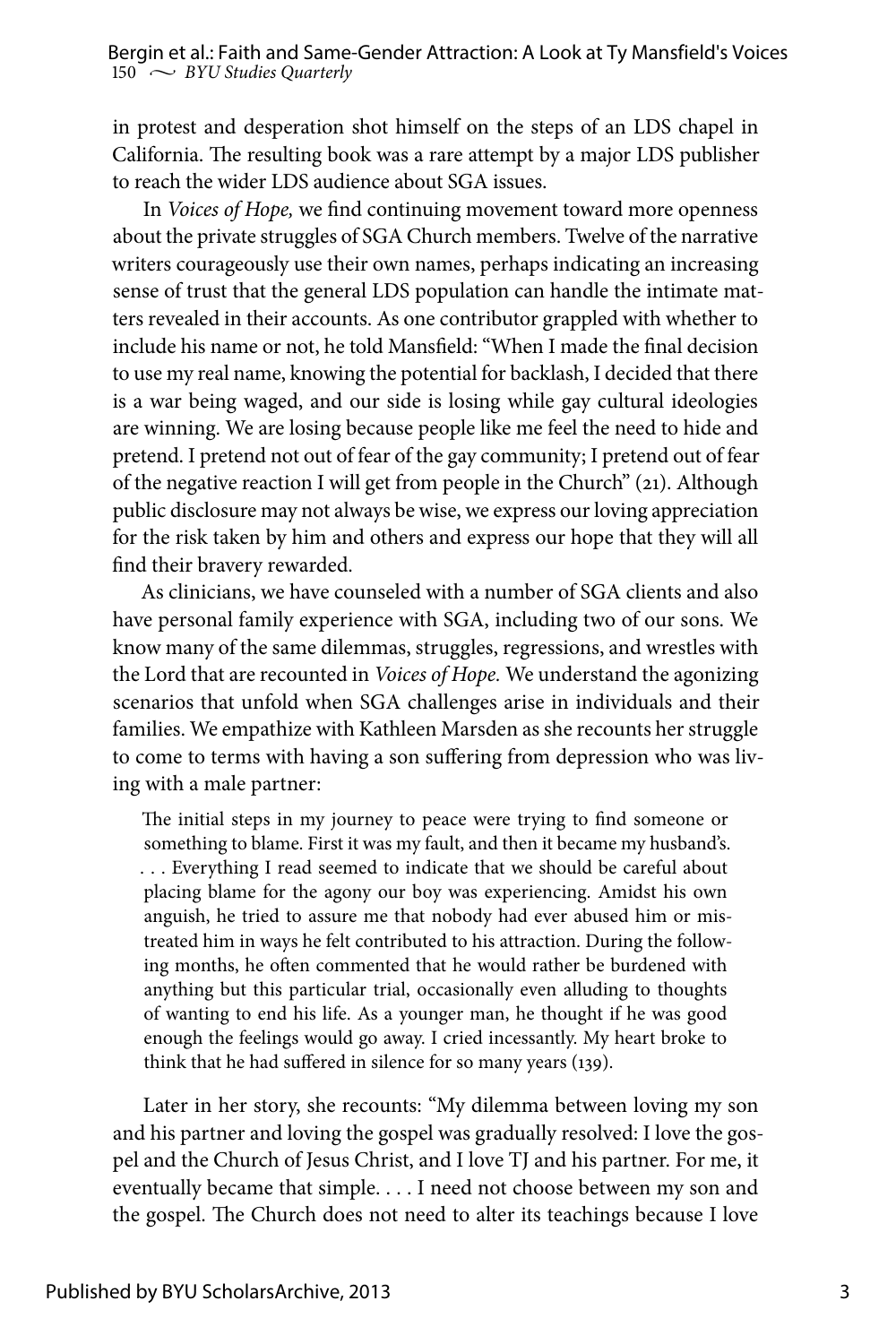in protest and desperation shot himself on the steps of an LDS chapel in California. The resulting book was a rare attempt by a major LDS publisher to reach the wider LDS audience about SGA issues.

In *Voices of Hope,* we find continuing movement toward more openness about the private struggles of SGA Church members. Twelve of the narrative writers courageously use their own names, perhaps indicating an increasing sense of trust that the general LDS population can handle the intimate matters revealed in their accounts. As one contributor grappled with whether to include his name or not, he told Mansfield: "When I made the final decision to use my real name, knowing the potential for backlash, I decided that there is a war being waged, and our side is losing while gay cultural ideologies are winning. We are losing because people like me feel the need to hide and pretend. I pretend not out of fear of the gay community; I pretend out of fear of the negative reaction I will get from people in the Church" (21). Although public disclosure may not always be wise, we express our loving appreciation for the risk taken by him and others and express our hope that they will all find their bravery rewarded.

As clinicians, we have counseled with a number of SGA clients and also have personal family experience with SGA, including two of our sons. We know many of the same dilemmas, struggles, regressions, and wrestles with the Lord that are recounted in *Voices of Hope.* We understand the agonizing scenarios that unfold when SGA challenges arise in individuals and their families. We empathize with Kathleen Marsden as she recounts her struggle to come to terms with having a son suffering from depression who was living with a male partner:

> The initial steps in my journey to peace were trying to find someone or something to blame. First it was my fault, and then it became my husband's. . . . Everything I read seemed to indicate that we should be careful about placing blame for the agony our boy was experiencing. Amidst his own anguish, he tried to assure me that nobody had ever abused him or mistreated him in ways he felt contributed to his attraction. During the following months, he often commented that he would rather be burdened with anything but this particular trial, occasionally even alluding to thoughts of wanting to end his life. As a younger man, he thought if he was good enough the feelings would go away. I cried incessantly. My heart broke to think that he had suffered in silence for so many years (139).

Later in her story, she recounts: "My dilemma between loving my son and his partner and loving the gospel was gradually resolved: I love the gospel and the Church of Jesus Christ, and I love TJ and his partner. For me, it eventually became that simple. . . . I need not choose between my son and the gospel. The Church does not need to alter its teachings because I love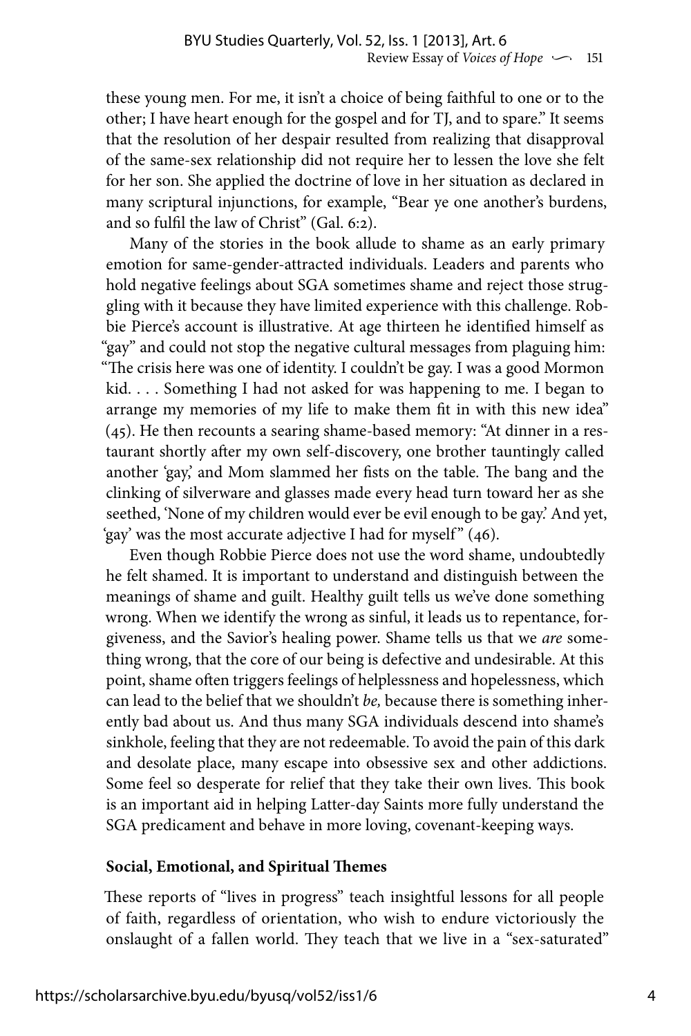these young men. For me, it isn't a choice of being faithful to one or to the other; I have heart enough for the gospel and for TJ, and to spare." It seems that the resolution of her despair resulted from realizing that disapproval of the same-sex relationship did not require her to lessen the love she felt for her son. She applied the doctrine of love in her situation as declared in many scriptural injunctions, for example, "Bear ye one another's burdens, and so fulfil the law of Christ" (Gal. 6:2).

Many of the stories in the book allude to shame as an early primary emotion for same-gender-attracted individuals. Leaders and parents who hold negative feelings about SGA sometimes shame and reject those struggling with it because they have limited experience with this challenge. Robbie Pierce's account is illustrative. At age thirteen he identified himself as "gay" and could not stop the negative cultural messages from plaguing him: "The crisis here was one of identity. I couldn't be gay. I was a good Mormon kid. . . . Something I had not asked for was happening to me. I began to arrange my memories of my life to make them fit in with this new idea" (45). He then recounts a searing shame-based memory: "At dinner in a restaurant shortly after my own self-discovery, one brother tauntingly called another 'gay,' and Mom slammed her fists on the table. The bang and the clinking of silverware and glasses made every head turn toward her as she seethed, 'None of my children would ever be evil enough to be gay.' And yet, 'gay' was the most accurate adjective I had for myself" (46).

Even though Robbie Pierce does not use the word shame, undoubtedly he felt shamed. It is important to understand and distinguish between the meanings of shame and guilt. Healthy guilt tells us we've done something wrong. When we identify the wrong as sinful, it leads us to repentance, forgiveness, and the Savior's healing power. Shame tells us that we *are* something wrong, that the core of our being is defective and undesirable. At this point, shame often triggers feelings of helplessness and hopelessness, which can lead to the belief that we shouldn't *be,* because there is something inherently bad about us. And thus many SGA individuals descend into shame's sinkhole, feeling that they are not redeemable. To avoid the pain of this dark and desolate place, many escape into obsessive sex and other addictions. Some feel so desperate for relief that they take their own lives. This book is an important aid in helping Latter-day Saints more fully understand the SGA predicament and behave in more loving, covenant-keeping ways.

**Social, Emotional, and Spiritual Themes**

These reports of "lives in progress" teach insightful lessons for all people of faith, regardless of orientation, who wish to endure victoriously the onslaught of a fallen world. They teach that we live in a "sex-saturated"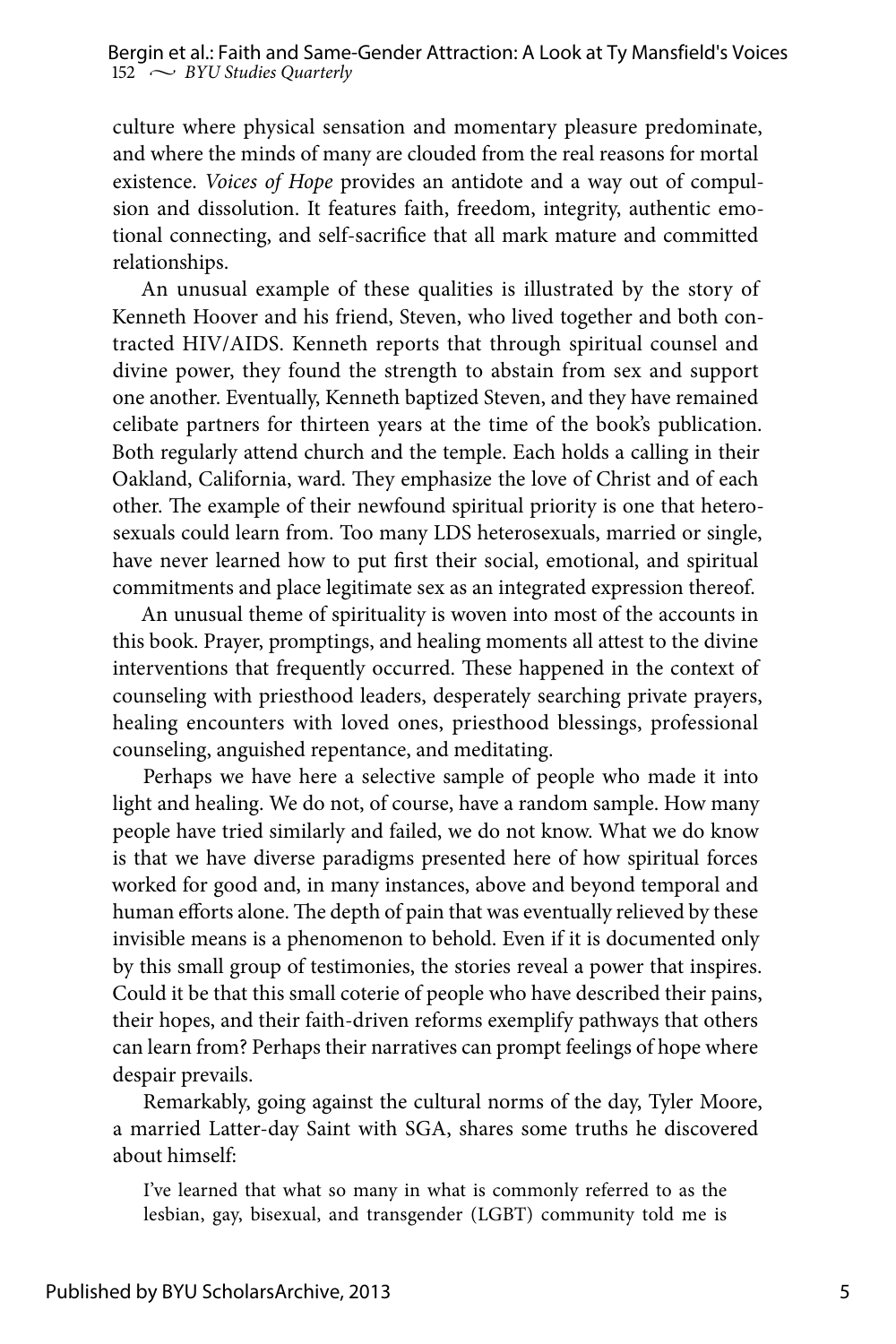culture where physical sensation and momentary pleasure predominate, and where the minds of many are clouded from the real reasons for mortal existence. *Voices of Hope* provides an antidote and a way out of compulsion and dissolution. It features faith, freedom, integrity, authentic emotional connecting, and self-sacrifice that all mark mature and committed relationships.

An unusual example of these qualities is illustrated by the story of Kenneth Hoover and his friend, Steven, who lived together and both contracted HIV/AIDS. Kenneth reports that through spiritual counsel and divine power, they found the strength to abstain from sex and support one another. Eventually, Kenneth baptized Steven, and they have remained celibate partners for thirteen years at the time of the book's publication. Both regularly attend church and the temple. Each holds a calling in their Oakland, California, ward. They emphasize the love of Christ and of each other. The example of their newfound spiritual priority is one that heterosexuals could learn from. Too many LDS heterosexuals, married or single, have never learned how to put first their social, emotional, and spiritual commitments and place legitimate sex as an integrated expression thereof.

An unusual theme of spirituality is woven into most of the accounts in this book. Prayer, promptings, and healing moments all attest to the divine interventions that frequently occurred. These happened in the context of counseling with priesthood leaders, desperately searching private prayers, healing encounters with loved ones, priesthood blessings, professional counseling, anguished repentance, and meditating.

Perhaps we have here a selective sample of people who made it into light and healing. We do not, of course, have a random sample. How many people have tried similarly and failed, we do not know. What we do know is that we have diverse paradigms presented here of how spiritual forces worked for good and, in many instances, above and beyond temporal and human efforts alone. The depth of pain that was eventually relieved by these invisible means is a phenomenon to behold. Even if it is documented only by this small group of testimonies, the stories reveal a power that inspires. Could it be that this small coterie of people who have described their pains, their hopes, and their faith-driven reforms exemplify pathways that others can learn from? Perhaps their narratives can prompt feelings of hope where despair prevails.

Remarkably, going against the cultural norms of the day, Tyler Moore, a married Latter-day Saint with SGA, shares some truths he discovered about himself:

> I've learned that what so many in what is commonly referred to as the lesbian, gay, bisexual, and transgender (LGBT) community told me is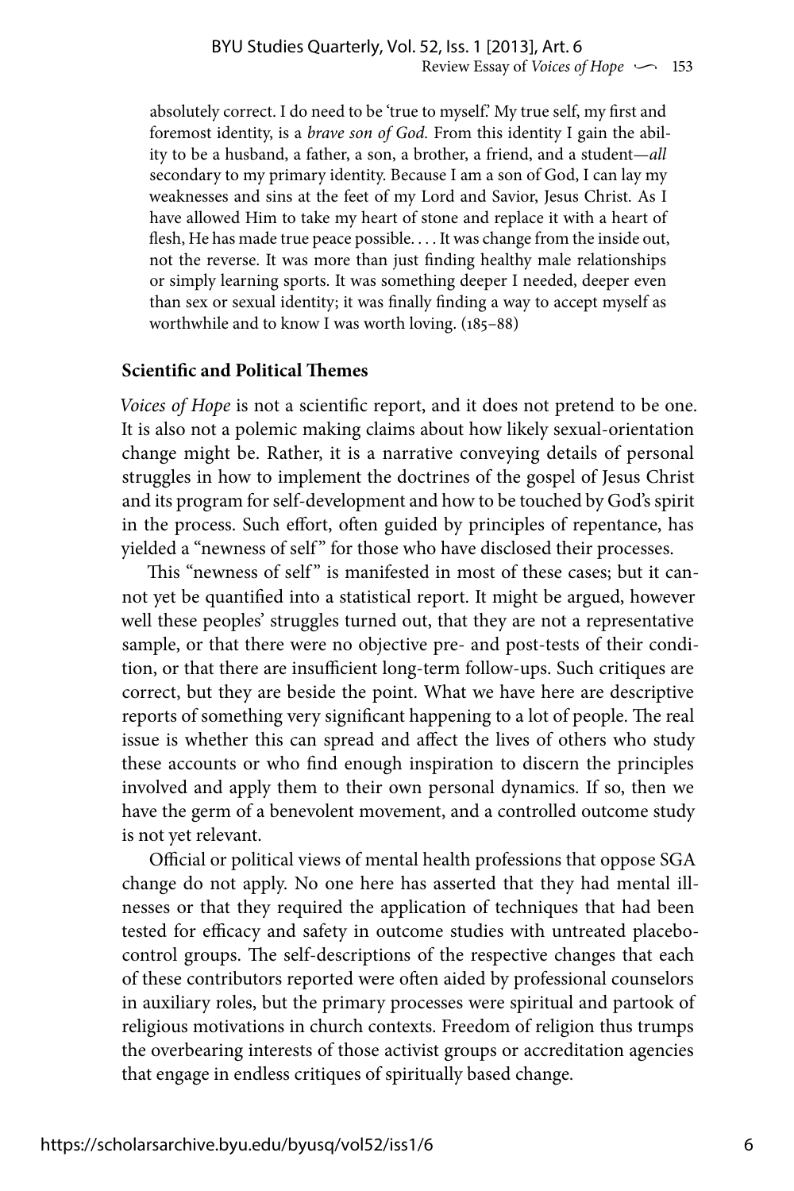absolutely correct. I do need to be 'true to myself.' My true self, my first and foremost identity, is a *brave son of God.* From this identity I gain the ability to be a husband, a father, a son, a brother, a friend, and a student—*all* secondary to my primary identity. Because I am a son of God, I can lay my weaknesses and sins at the feet of my Lord and Savior, Jesus Christ. As I have allowed Him to take my heart of stone and replace it with a heart of flesh, He has made true peace possible. . . . It was change from the inside out, not the reverse. It was more than just finding healthy male relationships or simply learning sports. It was something deeper I needed, deeper even than sex or sexual identity; it was finally finding a way to accept myself as worthwhile and to know I was worth loving. (185–88)

### Scientific and Political Themes

*Voices of Hope* is not a scientific report, and it does not pretend to be one. It is also not a polemic making claims about how likely sexual-orientation change might be. Rather, it is a narrative conveying details of personal struggles in how to implement the doctrines of the gospel of Jesus Christ and its program for self-development and how to be touched by God's spirit in the process. Such effort, often guided by principles of repentance, has yielded a "newness of self" for those who have disclosed their processes.

This "newness of self" is manifested in most of these cases; but it cannot yet be quantified into a statistical report. It might be argued, however well these peoples' struggles turned out, that they are not a representative sample, or that there were no objective pre- and post-tests of their condition, or that there are insufficient long-term follow-ups. Such critiques are correct, but they are beside the point. What we have here are descriptive reports of something very significant happening to a lot of people. The real issue is whether this can spread and affect the lives of others who study these accounts or who find enough inspiration to discern the principles involved and apply them to their own personal dynamics. If so, then we have the germ of a benevolent movement, and a controlled outcome study is not yet relevant.

Official or political views of mental health professions that oppose SGA change do not apply. No one here has asserted that they had mental illnesses or that they required the application of techniques that had been tested for efficacy and safety in outcome studies with untreated placebo-control groups. The self-descriptions of the respective changes that each of these contributors reported were often aided by professional counselors in auxiliary roles, but the primary processes were spiritual and partook of religious motivations in church contexts. Freedom of religion thus trumps the overbearing interests of those activist groups or accreditation agencies that engage in endless critiques of spiritually based change.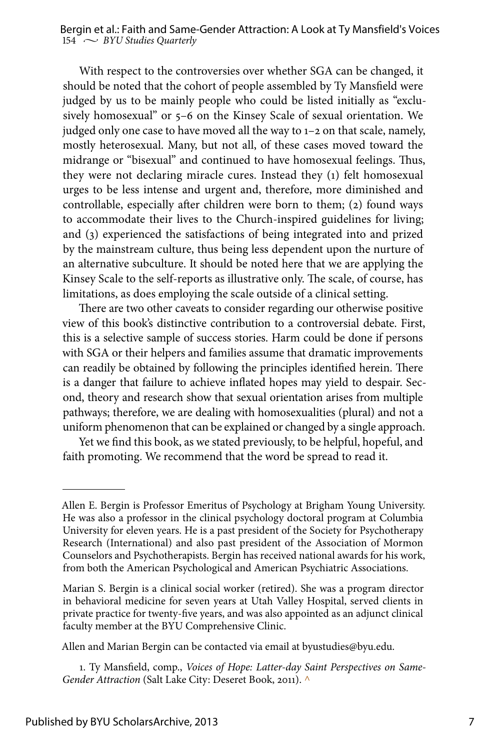With respect to the controversies over whether SGA can be changed, it should be noted that the cohort of people assembled by Ty Mansfield were judged by us to be mainly people who could be listed initially as "exclusively homosexual" or 5–6 on the Kinsey Scale of sexual orientation. We judged only one case to have moved all the way to 1–2 on that scale, namely, mostly heterosexual. Many, but not all, of these cases moved toward the midrange or "bisexual" and continued to have homosexual feelings. Thus, they were not declaring miracle cures. Instead they (1) felt homosexual urges to be less intense and urgent and, therefore, more diminished and controllable, especially after children were born to them; (2) found ways to accommodate their lives to the Church-inspired guidelines for living; and (3) experienced the satisfactions of being integrated into and prized by the mainstream culture, thus being less dependent upon the nurture of an alternative subculture. It should be noted here that we are applying the Kinsey Scale to the self-reports as illustrative only. The scale, of course, has limitations, as does employing the scale outside of a clinical setting.

There are two other caveats to consider regarding our otherwise positive view of this book's distinctive contribution to a controversial debate. First, this is a selective sample of success stories. Harm could be done if persons with SGA or their helpers and families assume that dramatic improvements can readily be obtained by following the principles identified herein. There is a danger that failure to achieve inflated hopes may yield to despair. Second, theory and research show that sexual orientation arises from multiple pathways; therefore, we are dealing with homosexualities (plural) and not a uniform phenomenon that can be explained or changed by a single approach.

Yet we find this book, as we stated previously, to be helpful, hopeful, and faith promoting. We recommend that the word be spread to read it.

---

Allen E. Bergin is Professor Emeritus of Psychology at Brigham Young University. He was also a professor in the clinical psychology doctoral program at Columbia University for eleven years. He is a past president of the Society for Psychotherapy Research (International) and also past president of the Association of Mormon Counselors and Psychotherapists. Bergin has received national awards for his work, from both the American Psychological and American Psychiatric Associations.

Marian S. Bergin is a clinical social worker (retired). She was a program director in behavioral medicine for seven years at Utah Valley Hospital, served clients in private practice for twenty-five years, and was also appointed as an adjunct clinical faculty member at the BYU Comprehensive Clinic.

Allen and Marian Bergin can be contacted via email at byustudies@byu.edu.

1. Ty Mansfield, comp., *Voices of Hope: Latter-day Saint Perspectives on Same-Gender Attraction* (Salt Lake City: Deseret Book, 2011). ^